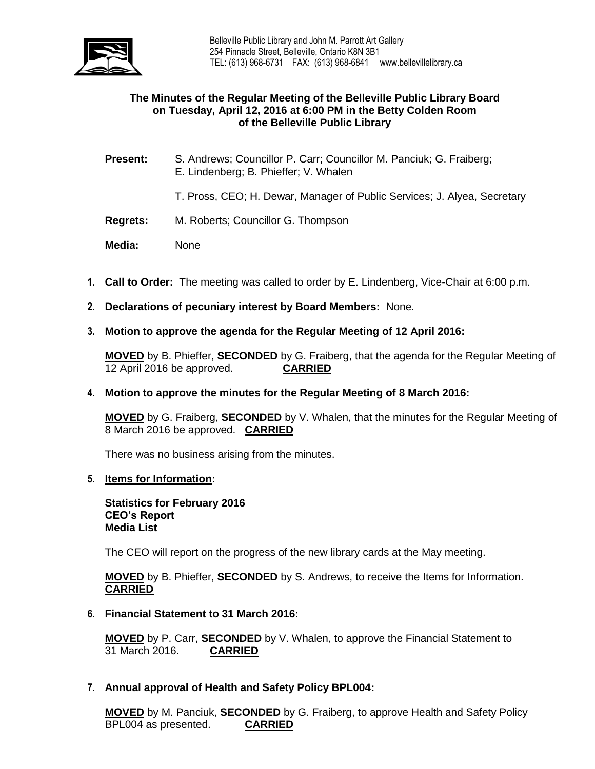Belleville Public Library and John M. Parrott Art Gallery
254 Pinnacle Street, Belleville, Ontario K8N 3B1
TEL: (613) 968-6731 FAX: (613) 968-6841 www.bellevillelibrary.ca

**The Minutes of the Regular Meeting of the Belleville Public Library Board on Tuesday, April 12, 2016 at 6:00 PM in the Betty Colden Room of the Belleville Public Library**

**Present:** S. Andrews; Councillor P. Carr; Councillor M. Panciuk; G. Fraiberg; E. Lindenberg; B. Phieffer; V. Whalen

T. Pross, CEO; H. Dewar, Manager of Public Services; J. Alyea, Secretary

**Regrets:** M. Roberts; Councillor G. Thompson

**Media:** None

1. **Call to Order:** The meeting was called to order by E. Lindenberg, Vice-Chair at 6:00 p.m.

2. **Declarations of pecuniary interest by Board Members:** None.

3. **Motion to approve the agenda for the Regular Meeting of 12 April 2016:**

   **MOVED** by B. Phieffer, **SECONDED** by G. Fraiberg, that the agenda for the Regular Meeting of 12 April 2016 be approved. **CARRIED**

4. **Motion to approve the minutes for the Regular Meeting of 8 March 2016:**

   **MOVED** by G. Fraiberg, **SECONDED** by V. Whalen, that the minutes for the Regular Meeting of 8 March 2016 be approved. **CARRIED**

   There was no business arising from the minutes.

5. **Items for Information:**

   **Statistics for February 2016**
   **CEO's Report**
   **Media List**

   The CEO will report on the progress of the new library cards at the May meeting.

   **MOVED** by B. Phieffer, **SECONDED** by S. Andrews, to receive the Items for Information. **CARRIED**

6. **Financial Statement to 31 March 2016:**

   **MOVED** by P. Carr, **SECONDED** by V. Whalen, to approve the Financial Statement to 31 March 2016. **CARRIED**

7. **Annual approval of Health and Safety Policy BPL004:**

   **MOVED** by M. Panciuk, **SECONDED** by G. Fraiberg, to approve Health and Safety Policy BPL004 as presented. **CARRIED**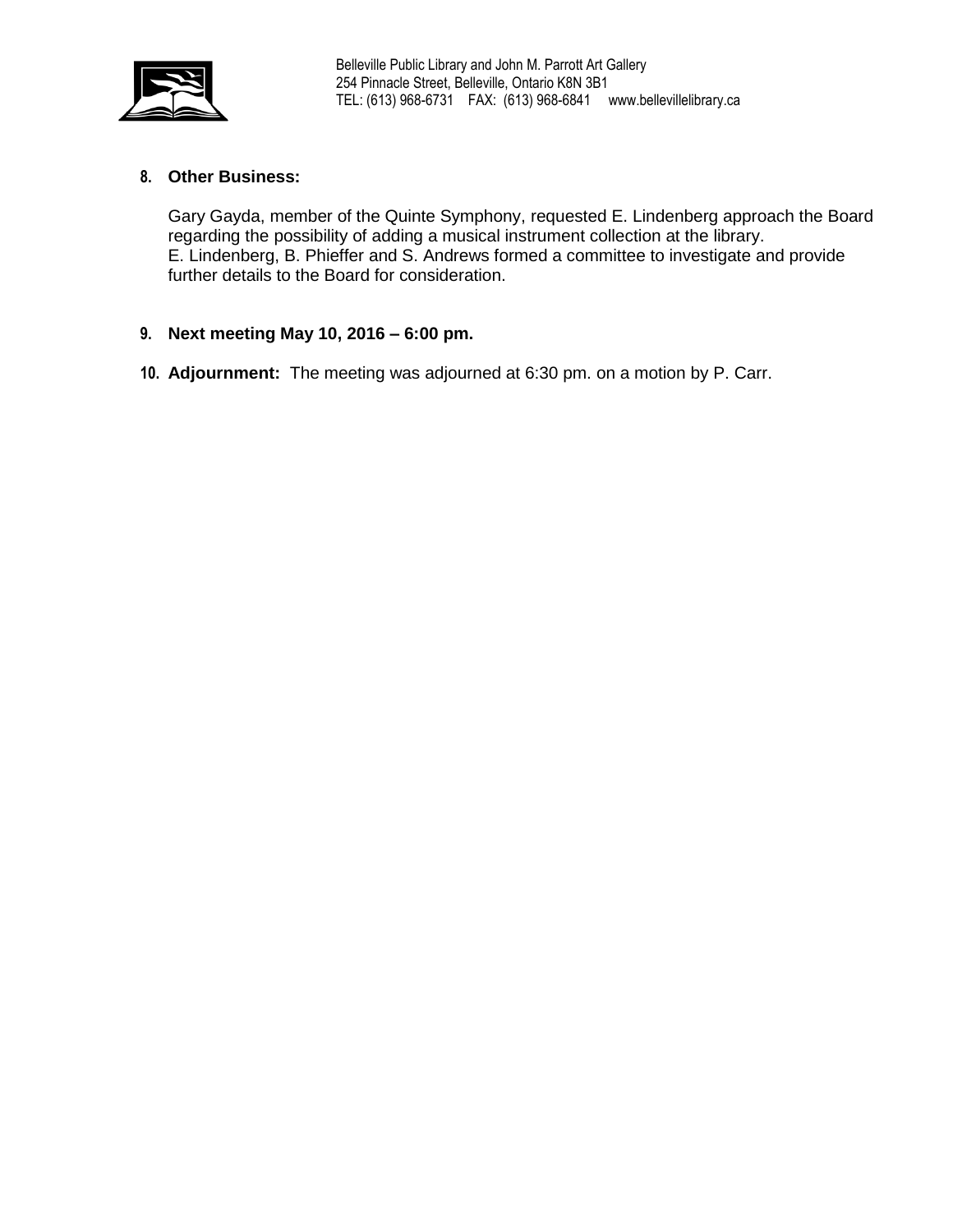**8. Other Business:**

Gary Gayda, member of the Quinte Symphony, requested E. Lindenberg approach the Board regarding the possibility of adding a musical instrument collection at the library.
E. Lindenberg, B. Phieffer and S. Andrews formed a committee to investigate and provide further details to the Board for consideration.

**9. Next meeting May 10, 2016 – 6:00 pm.**

**10. Adjournment:** The meeting was adjourned at 6:30 pm. on a motion by P. Carr.